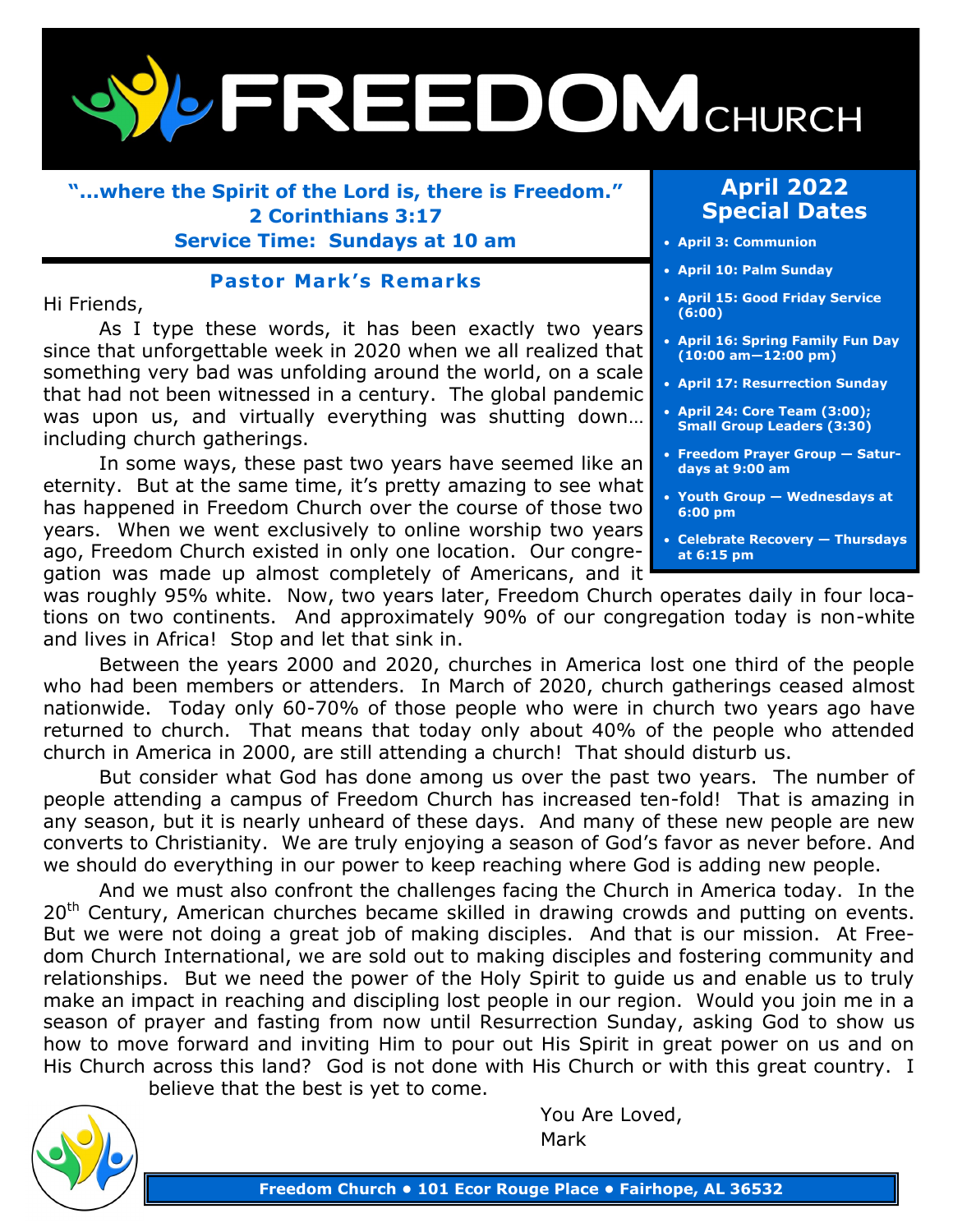# FREEDOM CHURCH

**"...where the Spirit of the Lord is, there is Freedom."**
**2 Corinthians 3:17**
**Service Time: Sundays at 10 am**

## April 2022 Special Dates

- **April 3: Communion**
- **April 10: Palm Sunday**
- **April 15: Good Friday Service (6:00)**
- **April 16: Spring Family Fun Day (10:00 am—12:00 pm)**
- **April 17: Resurrection Sunday**
- **April 24: Core Team (3:00); Small Group Leaders (3:30)**
- **Freedom Prayer Group — Saturdays at 9:00 am**
- **Youth Group — Wednesdays at 6:00 pm**
- **Celebrate Recovery — Thursdays at 6:15 pm**

## Pastor Mark's Remarks

Hi Friends,

As I type these words, it has been exactly two years since that unforgettable week in 2020 when we all realized that something very bad was unfolding around the world, on a scale that had not been witnessed in a century. The global pandemic was upon us, and virtually everything was shutting down… including church gatherings.

In some ways, these past two years have seemed like an eternity. But at the same time, it's pretty amazing to see what has happened in Freedom Church over the course of those two years. When we went exclusively to online worship two years ago, Freedom Church existed in only one location. Our congregation was made up almost completely of Americans, and it was roughly 95% white. Now, two years later, Freedom Church operates daily in four locations on two continents. And approximately 90% of our congregation today is non-white and lives in Africa! Stop and let that sink in.

Between the years 2000 and 2020, churches in America lost one third of the people who had been members or attenders. In March of 2020, church gatherings ceased almost nationwide. Today only 60-70% of those people who were in church two years ago have returned to church. That means that today only about 40% of the people who attended church in America in 2000, are still attending a church! That should disturb us.

But consider what God has done among us over the past two years. The number of people attending a campus of Freedom Church has increased ten-fold! That is amazing in any season, but it is nearly unheard of these days. And many of these new people are new converts to Christianity. We are truly enjoying a season of God's favor as never before. And we should do everything in our power to keep reaching where God is adding new people.

And we must also confront the challenges facing the Church in America today. In the 20th Century, American churches became skilled in drawing crowds and putting on events. But we were not doing a great job of making disciples. And that is our mission. At Freedom Church International, we are sold out to making disciples and fostering community and relationships. But we need the power of the Holy Spirit to guide us and enable us to truly make an impact in reaching and discipling lost people in our region. Would you join me in a season of prayer and fasting from now until Resurrection Sunday, asking God to show us how to move forward and inviting Him to pour out His Spirit in great power on us and on His Church across this land? God is not done with His Church or with this great country. I believe that the best is yet to come.

You Are Loved,
Mark

**Freedom Church • 101 Ecor Rouge Place • Fairhope, AL 36532**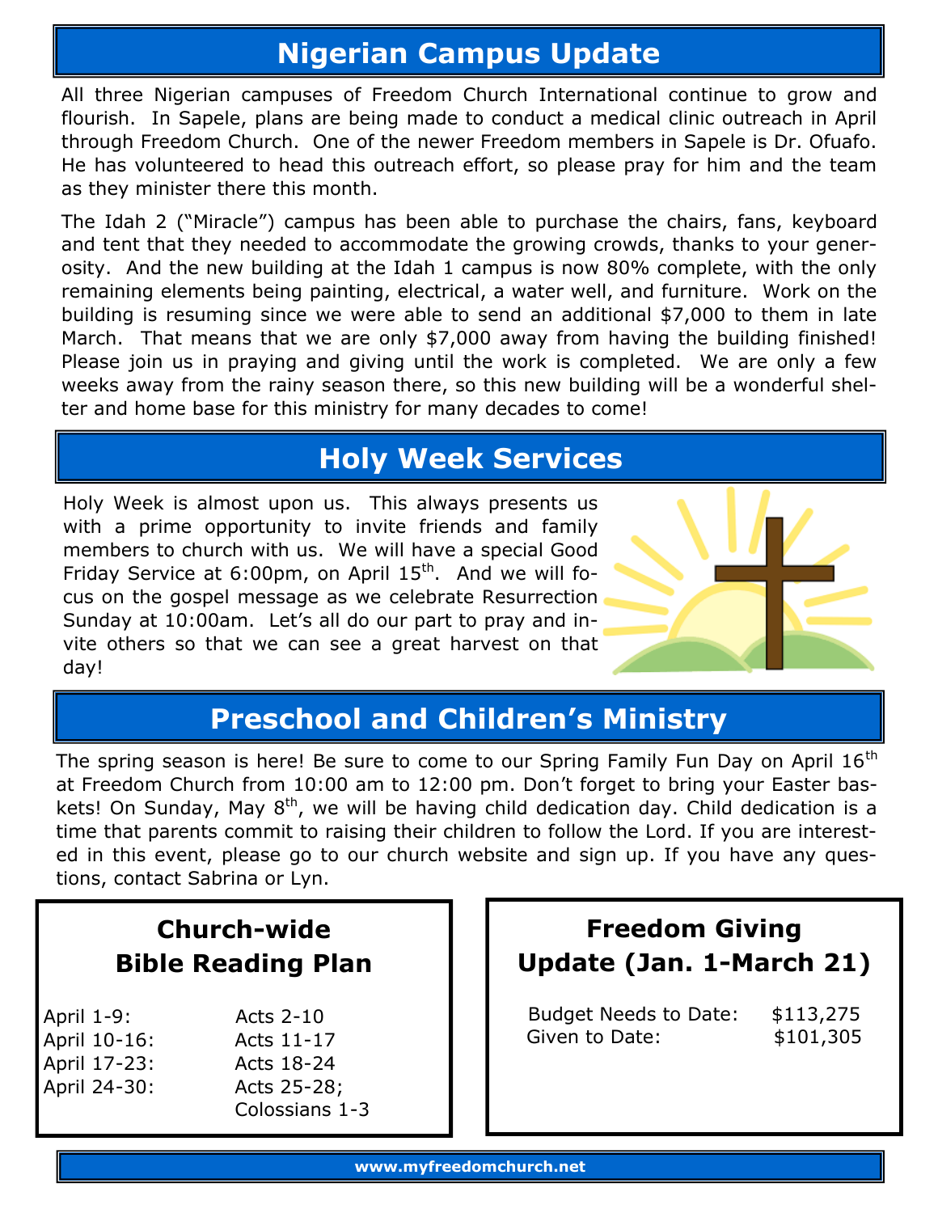## Nigerian Campus Update

All three Nigerian campuses of Freedom Church International continue to grow and flourish. In Sapele, plans are being made to conduct a medical clinic outreach in April through Freedom Church. One of the newer Freedom members in Sapele is Dr. Ofuafo. He has volunteered to head this outreach effort, so please pray for him and the team as they minister there this month.

The Idah 2 ("Miracle") campus has been able to purchase the chairs, fans, keyboard and tent that they needed to accommodate the growing crowds, thanks to your generosity. And the new building at the Idah 1 campus is now 80% complete, with the only remaining elements being painting, electrical, a water well, and furniture. Work on the building is resuming since we were able to send an additional $7,000 to them in late March. That means that we are only $7,000 away from having the building finished! Please join us in praying and giving until the work is completed. We are only a few weeks away from the rainy season there, so this new building will be a wonderful shelter and home base for this ministry for many decades to come!

## Holy Week Services

Holy Week is almost upon us. This always presents us with a prime opportunity to invite friends and family members to church with us. We will have a special Good Friday Service at 6:00pm, on April 15th. And we will focus on the gospel message as we celebrate Resurrection Sunday at 10:00am. Let's all do our part to pray and invite others so that we can see a great harvest on that day!

## Preschool and Children's Ministry

The spring season is here! Be sure to come to our Spring Family Fun Day on April 16th at Freedom Church from 10:00 am to 12:00 pm. Don't forget to bring your Easter baskets! On Sunday, May 8th, we will be having child dedication day. Child dedication is a time that parents commit to raising their children to follow the Lord. If you are interested in this event, please go to our church website and sign up. If you have any questions, contact Sabrina or Lyn.

### Church-wide Bible Reading Plan

| | |
|---|---|
| April 1-9: | Acts 2-10 |
| April 10-16: | Acts 11-17 |
| April 17-23: | Acts 18-24 |
| April 24-30: | Acts 25-28; Colossians 1-3 |

### Freedom Giving Update (Jan. 1-March 21)

| | |
|---|---|
| Budget Needs to Date: | $113,275 |
| Given to Date: | $101,305 |

www.myfreedomchurch.net